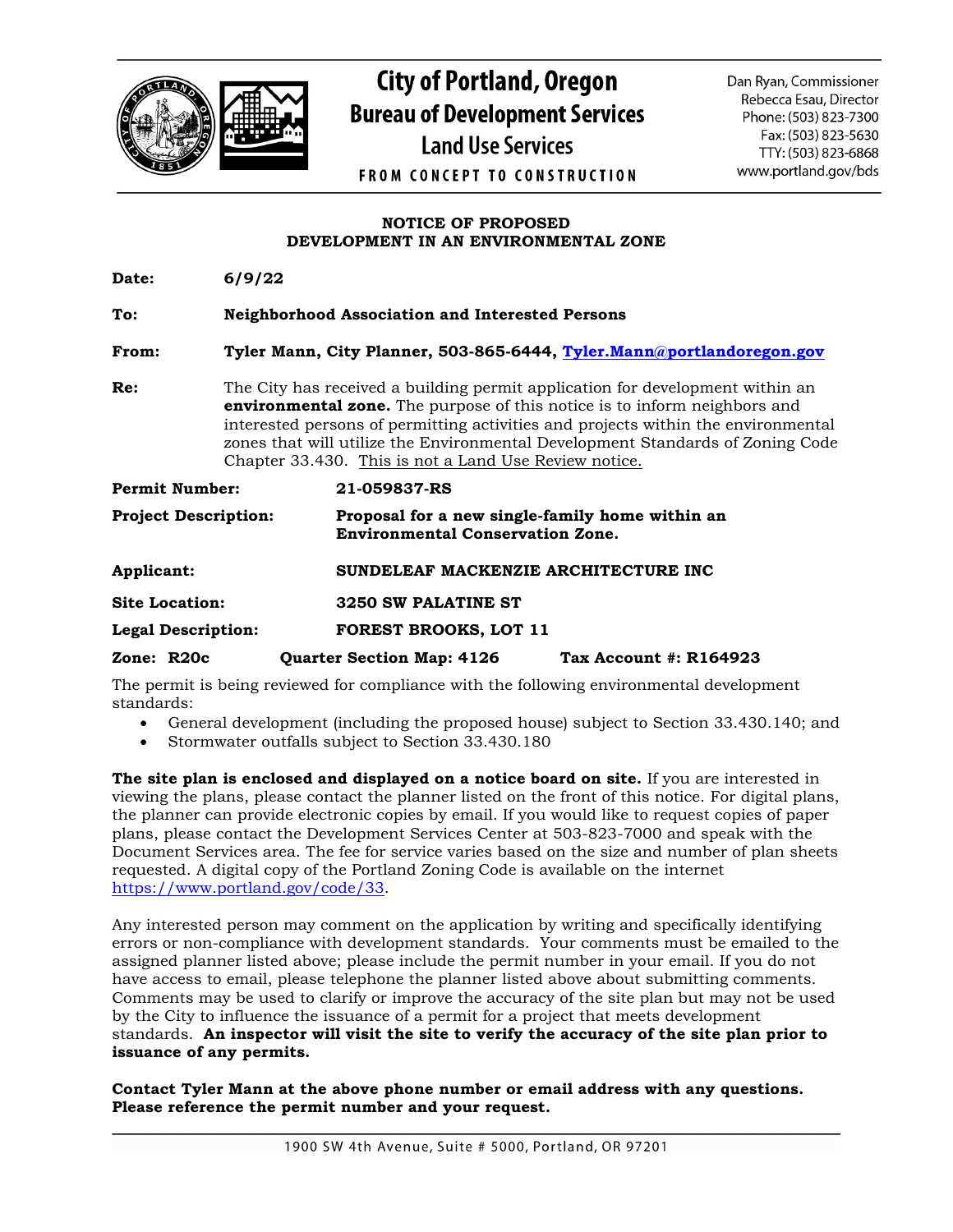# City of Portland, Oregon

## Bureau of Development Services

### Land Use Services

FROM CONCEPT TO CONSTRUCTION

Dan Ryan, Commissioner
Rebecca Esau, Director
Phone: (503) 823-7300
Fax: (503) 823-5630
TTY: (503) 823-6868
www.portland.gov/bds

## NOTICE OF PROPOSED DEVELOPMENT IN AN ENVIRONMENTAL ZONE

**Date:** **6/9/22**

**To:** **Neighborhood Association and Interested Persons**

**From:** **Tyler Mann, City Planner, 503-865-6444, Tyler.Mann@portlandoregon.gov**

**Re:** The City has received a building permit application for development within an **environmental zone.** The purpose of this notice is to inform neighbors and interested persons of permitting activities and projects within the environmental zones that will utilize the Environmental Development Standards of Zoning Code Chapter 33.430. This is not a Land Use Review notice.

**Permit Number:** **21-059837-RS**

**Project Description:** **Proposal for a new single-family home within an Environmental Conservation Zone.**

**Applicant:** **SUNDELEAF MACKENZIE ARCHITECTURE INC**

**Site Location:** **3250 SW PALATINE ST**

**Legal Description:** **FOREST BROOKS, LOT 11**

**Zone: R20c** **Quarter Section Map: 4126** **Tax Account #: R164923**

The permit is being reviewed for compliance with the following environmental development standards:

- General development (including the proposed house) subject to Section 33.430.140; and
- Stormwater outfalls subject to Section 33.430.180

**The site plan is enclosed and displayed on a notice board on site.** If you are interested in viewing the plans, please contact the planner listed on the front of this notice. For digital plans, the planner can provide electronic copies by email. If you would like to request copies of paper plans, please contact the Development Services Center at 503-823-7000 and speak with the Document Services area. The fee for service varies based on the size and number of plan sheets requested. A digital copy of the Portland Zoning Code is available on the internet https://www.portland.gov/code/33.

Any interested person may comment on the application by writing and specifically identifying errors or non-compliance with development standards. Your comments must be emailed to the assigned planner listed above; please include the permit number in your email. If you do not have access to email, please telephone the planner listed above about submitting comments. Comments may be used to clarify or improve the accuracy of the site plan but may not be used by the City to influence the issuance of a permit for a project that meets development standards. **An inspector will visit the site to verify the accuracy of the site plan prior to issuance of any permits.**

**Contact Tyler Mann at the above phone number or email address with any questions. Please reference the permit number and your request.**

1900 SW 4th Avenue, Suite # 5000, Portland, OR 97201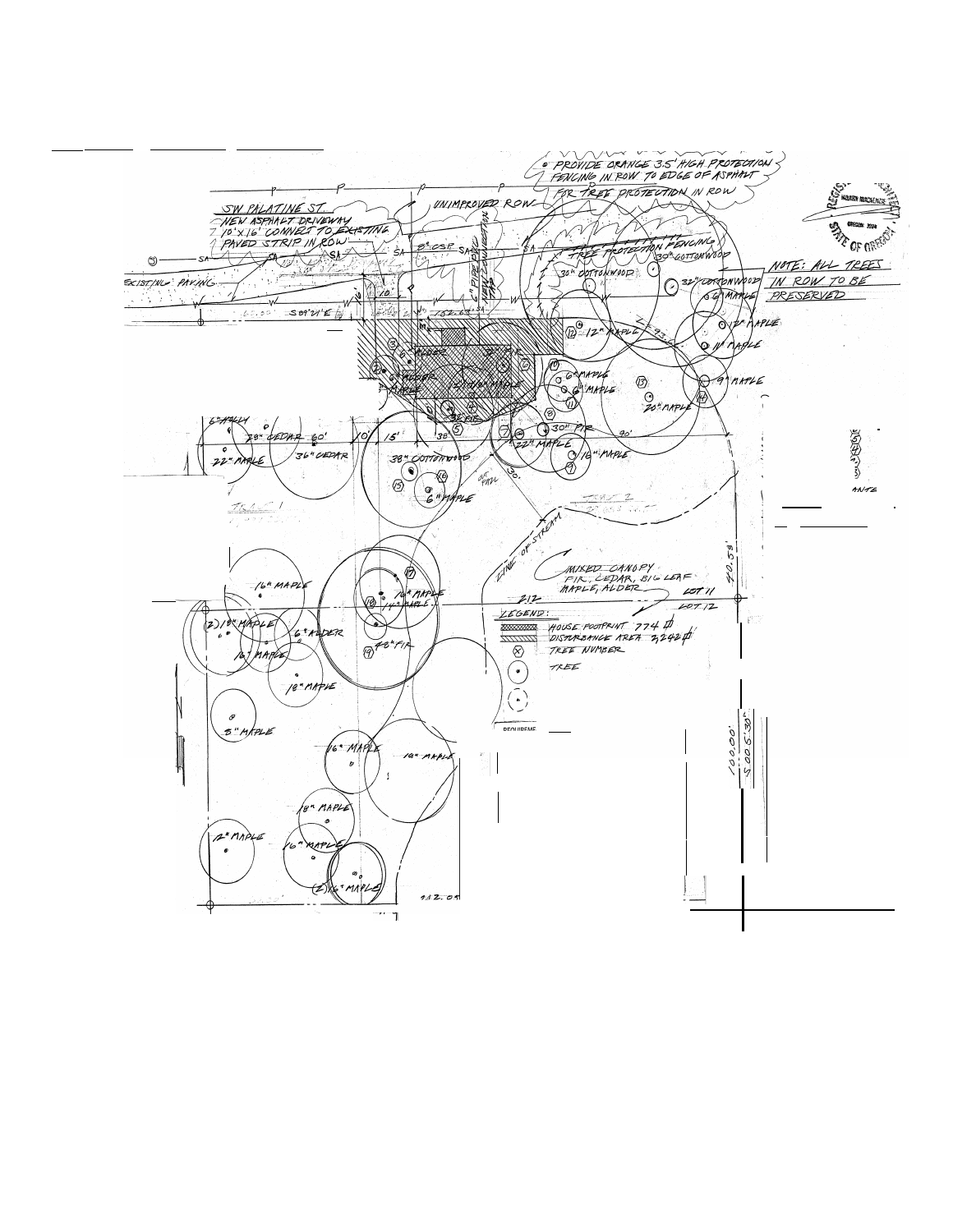PROVIDE ORANGE 3.5' HIGH PROTECTION FENCING IN ROW TO EDGE OF ASPHALT FOR TREE PROTECTION IN ROW

SW PALATINE ST.

NEW ASPHALT DRIVEWAY 10'x16' CONNECT TO EXISTING PAVED STRIP IN ROW

UNIMPROVED ROW

8" CSP

6" PIPE TO NEW CONNECTION

TREE PROTECTION FENCING

EXISTING PAVING

30" COTTONWOOD

30" COTTONWOOD

32" COTTONWOOD

6" MAPLE

12" MAPLE

11" MAPLE

9" MAPLE

NOTE: ALL TREES IN ROW TO BE PRESERVED

S 89°21' E

12" MAPLE

6" ALDER

6" ALDER

7" MAPLE

15/18" MAPLE

6" MAPLE

6" MAPLE

20" MAPLE

36" FIR

30" FIR

22" MAPLE

16" MAPLE

90'

6" HOLLY

28" CEDAR

60'

10'

15'

38'

22" MAPLE

36" CEDAR

38" COTTONWOOD

6" MAPLE

30'

LINE OF STREAM

MIXED CANOPY FIR, CEDAR, BIG LEAF MAPLE, ALDER

LOT 11

LOT 12

212

16" MAPLE

16" MAPLE

14" MAPLE

(2) 10" MAPLE

6" ALDER

16" MAPLE

48" FIR

12" MAPLE

8" MAPLE

16" MAPLE

16" MAPLE

18" MAPLE

12" MAPLE

16" MAPLE

(2) 6" MAPLE

## LEGEND:

- HOUSE FOOTPRINT 774 #
- DISTURBANCE AREA 2,242 #
- TREE NUMBER
- TREE

100.00'

S 0°05'30"

70.53'